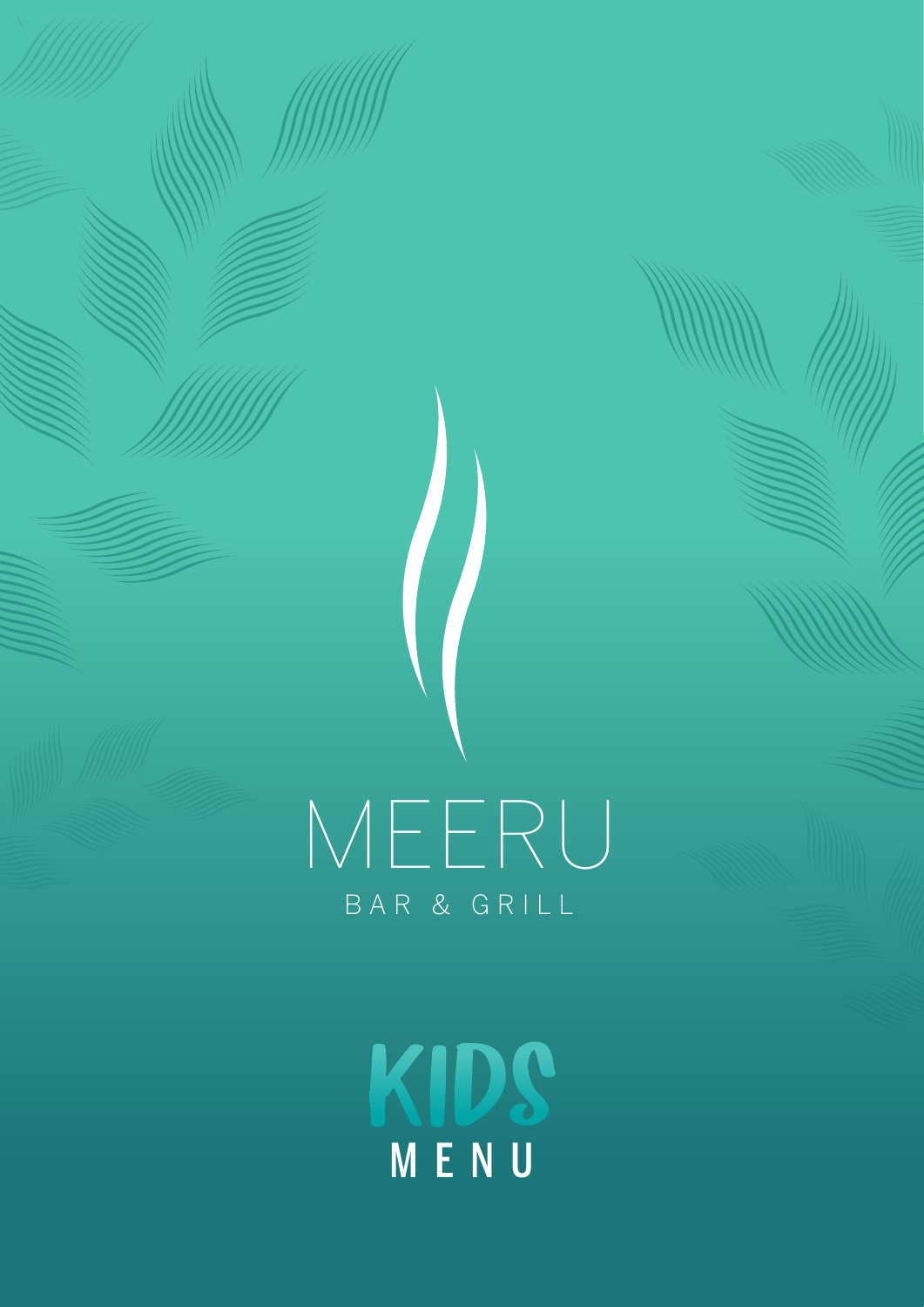# MEERU

BAR & GRILL

# KIDS
## MENU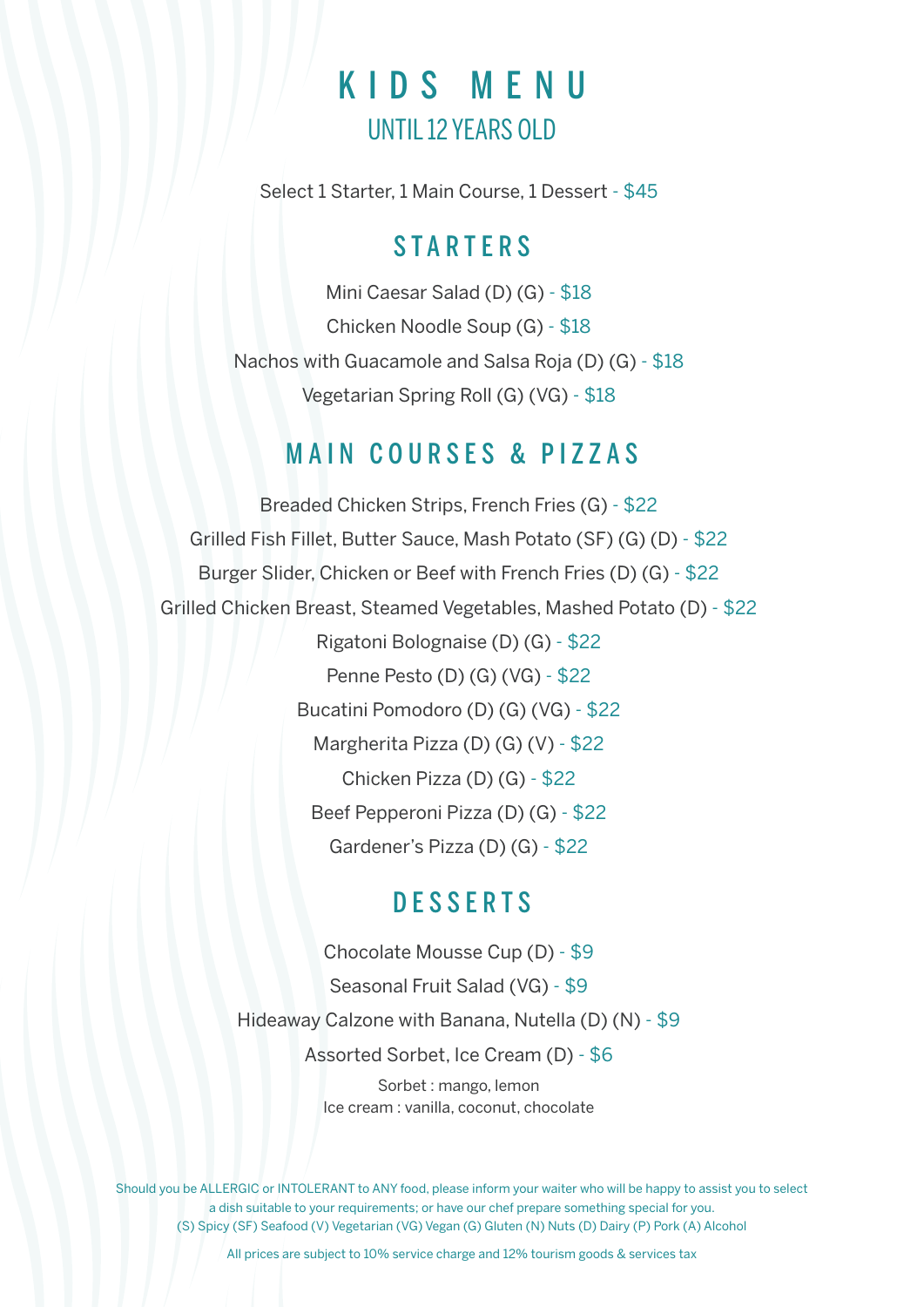# KIDS MENU

## UNTIL 12 YEARS OLD

Select 1 Starter, 1 Main Course, 1 Dessert - $45

## STARTERS

Mini Caesar Salad (D) (G) - $18

Chicken Noodle Soup (G) - $18

Nachos with Guacamole and Salsa Roja (D) (G) - $18

Vegetarian Spring Roll (G) (VG) - $18

## MAIN COURSES & PIZZAS

Breaded Chicken Strips, French Fries (G) - $22

Grilled Fish Fillet, Butter Sauce, Mash Potato (SF) (G) (D) - $22

Burger Slider, Chicken or Beef with French Fries (D) (G) - $22

Grilled Chicken Breast, Steamed Vegetables, Mashed Potato (D) - $22

Rigatoni Bolognaise (D) (G) - $22

Penne Pesto (D) (G) (VG) - $22

Bucatini Pomodoro (D) (G) (VG) - $22

Margherita Pizza (D) (G) (V) - $22

Chicken Pizza (D) (G) - $22

Beef Pepperoni Pizza (D) (G) - $22

Gardener's Pizza (D) (G) - $22

## DESSERTS

Chocolate Mousse Cup (D) - $9

Seasonal Fruit Salad (VG) - $9

Hideaway Calzone with Banana, Nutella (D) (N) - $9

Assorted Sorbet, Ice Cream (D) - $6

Sorbet : mango, lemon
Ice cream : vanilla, coconut, chocolate

Should you be ALLERGIC or INTOLERANT to ANY food, please inform your waiter who will be happy to assist you to select a dish suitable to your requirements; or have our chef prepare something special for you.
(S) Spicy (SF) Seafood (V) Vegetarian (VG) Vegan (G) Gluten (N) Nuts (D) Dairy (P) Pork (A) Alcohol

All prices are subject to 10% service charge and 12% tourism goods & services tax